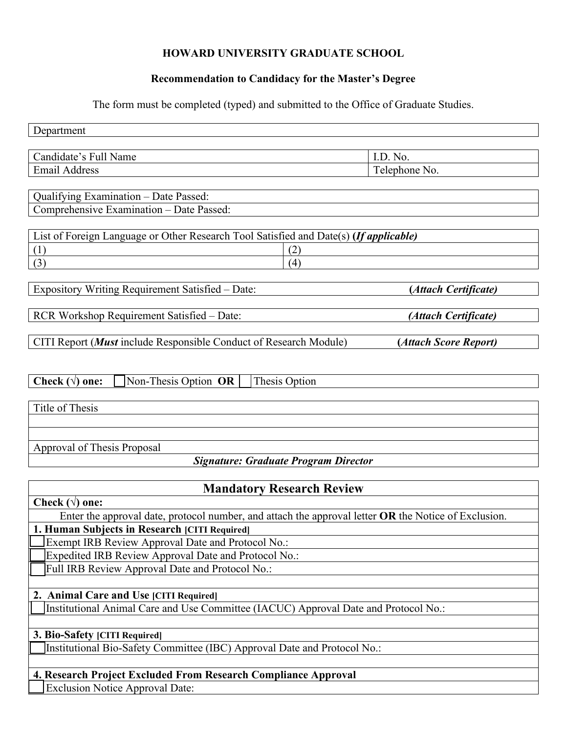**HOWARD UNIVERSITY GRADUATE SCHOOL**

**Recommendation to Candidacy for the Master's Degree**

The form must be completed (typed) and submitted to the Office of Graduate Studies.

| Department |
|---|

| Candidate's Full Name | I.D. No. |
|---|---|
| Email Address | Telephone No. |

| Qualifying Examination – Date Passed: |
|---|
| Comprehensive Examination – Date Passed: |

| List of Foreign Language or Other Research Tool Satisfied and Date(s) ***(If applicable)*** | |
|---|---|
| (1) | (2) |
| (3) | (4) |

| Expository Writing Requirement Satisfied – Date: | ***(Attach Certificate)*** |
|---|---|

| RCR Workshop Requirement Satisfied – Date: | ***(Attach Certificate)*** |
|---|---|

| CITI Report (***Must*** include Responsible Conduct of Research Module) | ***(Attach Score Report)*** |
|---|---|

**Check (√) one:** ☐ Non-Thesis Option **OR** ☐ Thesis Option

| Title of Thesis |
|---|
| |
| |
| Approval of Thesis Proposal |
| ***Signature: Graduate Program Director*** |

## Mandatory Research Review

**Check (√) one:**

Enter the approval date, protocol number, and attach the approval letter **OR** the Notice of Exclusion.

**1. Human Subjects in Research [CITI Required]**

☐ Exempt IRB Review Approval Date and Protocol No.:

☐ Expedited IRB Review Approval Date and Protocol No.:

☐ Full IRB Review Approval Date and Protocol No.:

**2. Animal Care and Use [CITI Required]**

☐ Institutional Animal Care and Use Committee (IACUC) Approval Date and Protocol No.:

**3. Bio-Safety [CITI Required]**

☐ Institutional Bio-Safety Committee (IBC) Approval Date and Protocol No.:

**4. Research Project Excluded From Research Compliance Approval**

☐ Exclusion Notice Approval Date: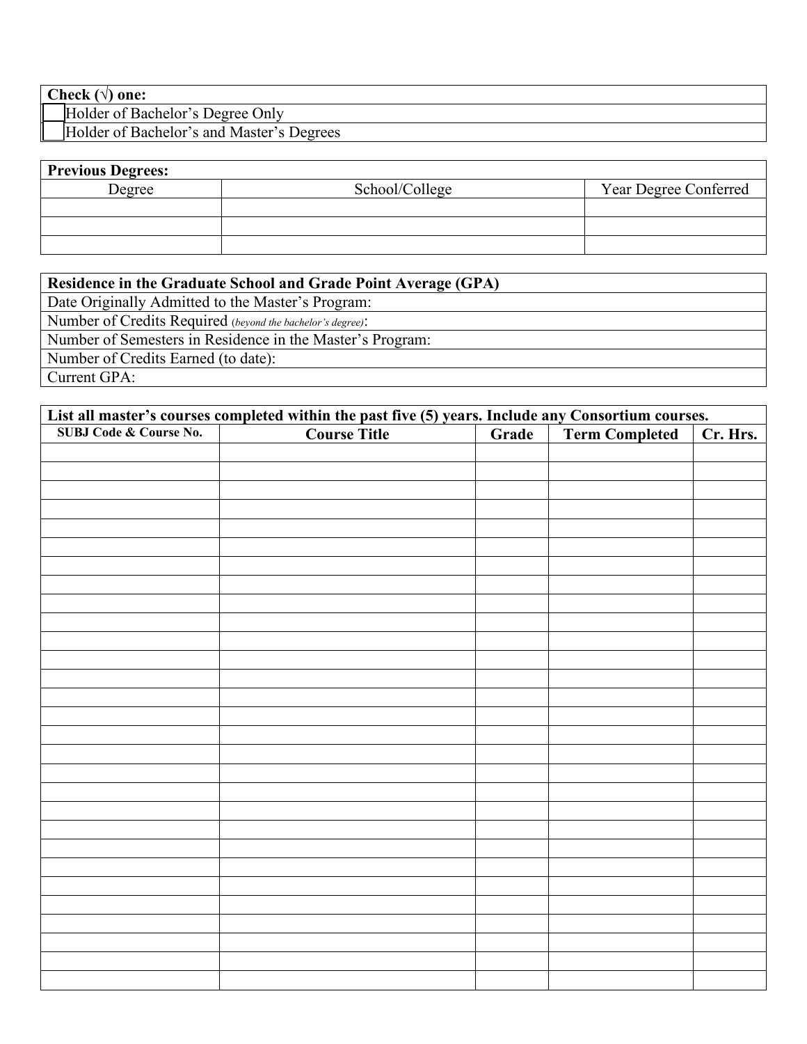**Check (√) one:**

- [ ] Holder of Bachelor's Degree Only
- [ ] Holder of Bachelor's and Master's Degrees

**Previous Degrees:**

| Degree | School/College | Year Degree Conferred |
|---|---|---|
| | | |
| | | |
| | | |

**Residence in the Graduate School and Grade Point Average (GPA)**

Date Originally Admitted to the Master's Program:

Number of Credits Required (*beyond the bachelor's degree*):

Number of Semesters in Residence in the Master's Program:

Number of Credits Earned (to date):

Current GPA:

**List all master's courses completed within the past five (5) years. Include any Consortium courses.**

| SUBJ Code & Course No. | Course Title | Grade | Term Completed | Cr. Hrs. |
|---|---|---|---|---|
| | | | | |
| | | | | |
| | | | | |
| | | | | |
| | | | | |
| | | | | |
| | | | | |
| | | | | |
| | | | | |
| | | | | |
| | | | | |
| | | | | |
| | | | | |
| | | | | |
| | | | | |
| | | | | |
| | | | | |
| | | | | |
| | | | | |
| | | | | |
| | | | | |
| | | | | |
| | | | | |
| | | | | |
| | | | | |
| | | | | |
| | | | | |
| | | | | |
| | | | | |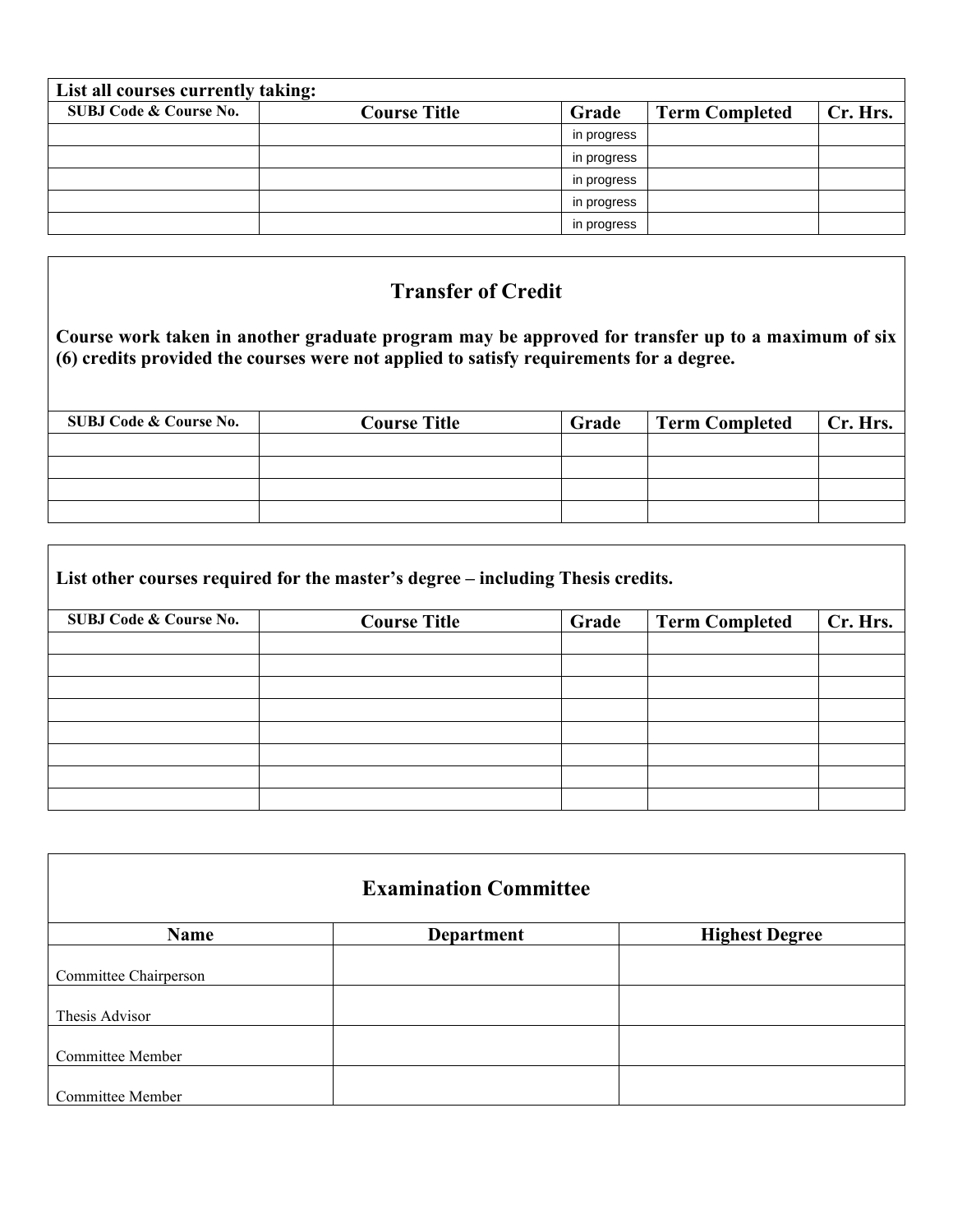| List all courses currently taking: | | | | |
|---|---|---|---|---|
| **SUBJ Code & Course No.** | **Course Title** | **Grade** | **Term Completed** | **Cr. Hrs.** |
| | | in progress | | |
| | | in progress | | |
| | | in progress | | |
| | | in progress | | |
| | | in progress | | |

## Transfer of Credit

**Course work taken in another graduate program may be approved for transfer up to a maximum of six (6) credits provided the courses were not applied to satisfy requirements for a degree.**

| SUBJ Code & Course No. | Course Title | Grade | Term Completed | Cr. Hrs. |
|---|---|---|---|---|
| | | | | |
| | | | | |
| | | | | |
| | | | | |

**List other courses required for the master's degree – including Thesis credits.**

| SUBJ Code & Course No. | Course Title | Grade | Term Completed | Cr. Hrs. |
|---|---|---|---|---|
| | | | | |
| | | | | |
| | | | | |
| | | | | |
| | | | | |
| | | | | |
| | | | | |
| | | | | |

## Examination Committee

| Name | Department | Highest Degree |
|---|---|---|
| Committee Chairperson | | |
| Thesis Advisor | | |
| Committee Member | | |
| Committee Member | | |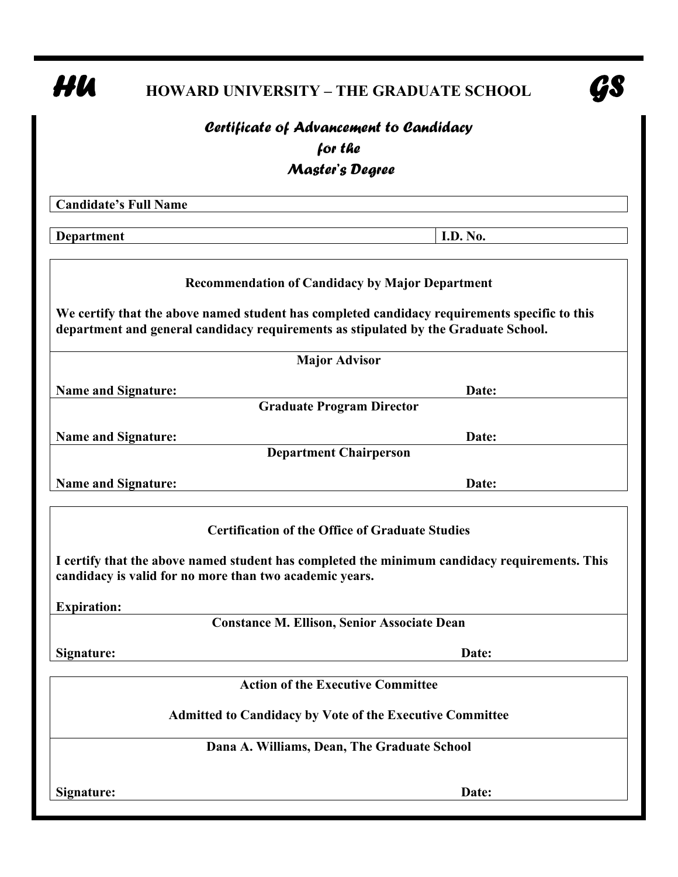# HU HOWARD UNIVERSITY – THE GRADUATE SCHOOL GS

## *Certificate of Advancement to Candidacy for the Master's Degree*

**Candidate's Full Name**

**Department** | **I.D. No.**

### Recommendation of Candidacy by Major Department

**We certify that the above named student has completed candidacy requirements specific to this department and general candidacy requirements as stipulated by the Graduate School.**

**Major Advisor**

**Name and Signature:** **Date:**

**Graduate Program Director**

**Name and Signature:** **Date:**

**Department Chairperson**

**Name and Signature:** **Date:**

### Certification of the Office of Graduate Studies

**I certify that the above named student has completed the minimum candidacy requirements. This candidacy is valid for no more than two academic years.**

**Expiration:**

**Constance M. Ellison, Senior Associate Dean**

**Signature:** **Date:**

### Action of the Executive Committee

**Admitted to Candidacy by Vote of the Executive Committee**

**Dana A. Williams, Dean, The Graduate School**

**Signature:** **Date:**